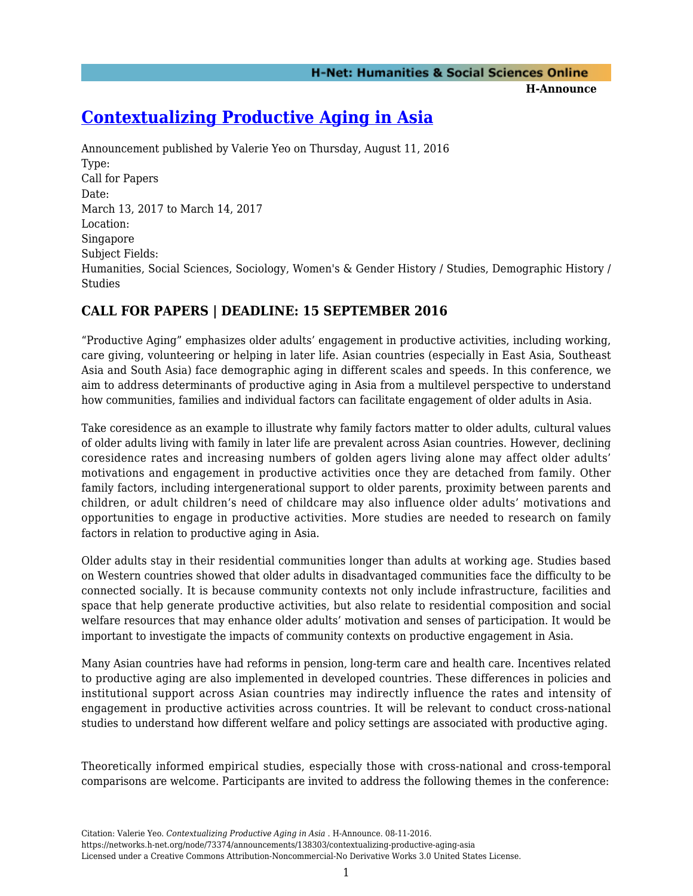# [Contextualizing Productive Aging in Asia](https://networks.h-net.org/node/73374/announcements/138303/contextualizing-productive-aging-asia)

Announcement published by Valerie Yeo on Thursday, August 11, 2016

Type:
Call for Papers

Date:
March 13, 2017 to March 14, 2017

Location:
Singapore

Subject Fields:
Humanities, Social Sciences, Sociology, Women's & Gender History / Studies, Demographic History / Studies

## CALL FOR PAPERS | DEADLINE: 15 SEPTEMBER 2016

"Productive Aging" emphasizes older adults' engagement in productive activities, including working, care giving, volunteering or helping in later life. Asian countries (especially in East Asia, Southeast Asia and South Asia) face demographic aging in different scales and speeds. In this conference, we aim to address determinants of productive aging in Asia from a multilevel perspective to understand how communities, families and individual factors can facilitate engagement of older adults in Asia.

Take coresidence as an example to illustrate why family factors matter to older adults, cultural values of older adults living with family in later life are prevalent across Asian countries. However, declining coresidence rates and increasing numbers of golden agers living alone may affect older adults' motivations and engagement in productive activities once they are detached from family. Other family factors, including intergenerational support to older parents, proximity between parents and children, or adult children's need of childcare may also influence older adults' motivations and opportunities to engage in productive activities. More studies are needed to research on family factors in relation to productive aging in Asia.

Older adults stay in their residential communities longer than adults at working age. Studies based on Western countries showed that older adults in disadvantaged communities face the difficulty to be connected socially. It is because community contexts not only include infrastructure, facilities and space that help generate productive activities, but also relate to residential composition and social welfare resources that may enhance older adults' motivation and senses of participation. It would be important to investigate the impacts of community contexts on productive engagement in Asia.

Many Asian countries have had reforms in pension, long-term care and health care. Incentives related to productive aging are also implemented in developed countries. These differences in policies and institutional support across Asian countries may indirectly influence the rates and intensity of engagement in productive activities across countries. It will be relevant to conduct cross-national studies to understand how different welfare and policy settings are associated with productive aging.

Theoretically informed empirical studies, especially those with cross-national and cross-temporal comparisons are welcome. Participants are invited to address the following themes in the conference: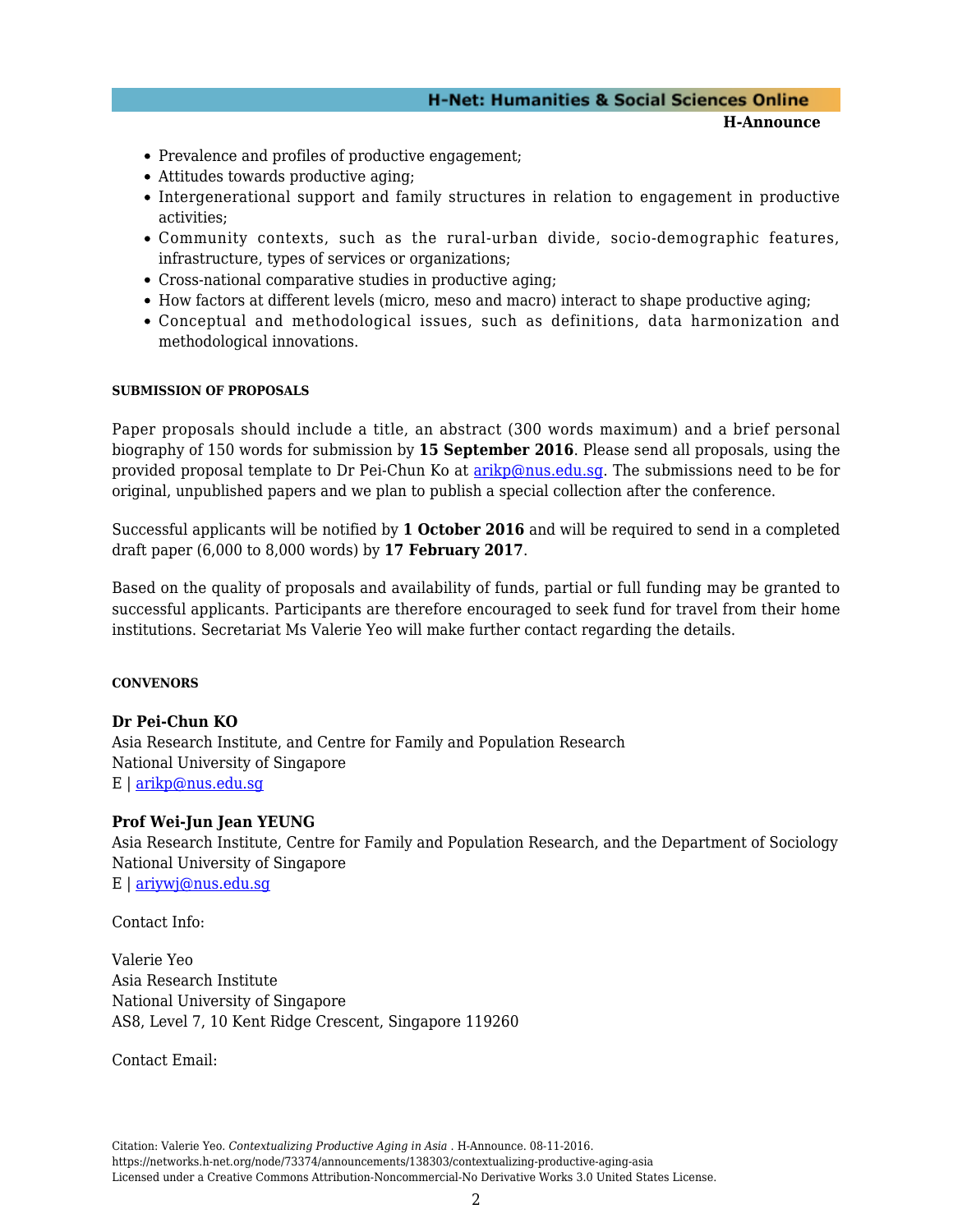- Prevalence and profiles of productive engagement;
- Attitudes towards productive aging;
- Intergenerational support and family structures in relation to engagement in productive activities;
- Community contexts, such as the rural-urban divide, socio-demographic features, infrastructure, types of services or organizations;
- Cross-national comparative studies in productive aging;
- How factors at different levels (micro, meso and macro) interact to shape productive aging;
- Conceptual and methodological issues, such as definitions, data harmonization and methodological innovations.

#### SUBMISSION OF PROPOSALS

Paper proposals should include a title, an abstract (300 words maximum) and a brief personal biography of 150 words for submission by **15 September 2016**. Please send all proposals, using the provided proposal template to Dr Pei-Chun Ko at arikp@nus.edu.sg. The submissions need to be for original, unpublished papers and we plan to publish a special collection after the conference.

Successful applicants will be notified by **1 October 2016** and will be required to send in a completed draft paper (6,000 to 8,000 words) by **17 February 2017**.

Based on the quality of proposals and availability of funds, partial or full funding may be granted to successful applicants. Participants are therefore encouraged to seek fund for travel from their home institutions. Secretariat Ms Valerie Yeo will make further contact regarding the details.

#### CONVENORS

**Dr Pei-Chun KO**
Asia Research Institute, and Centre for Family and Population Research
National University of Singapore
E | arikp@nus.edu.sg

**Prof Wei-Jun Jean YEUNG**
Asia Research Institute, Centre for Family and Population Research, and the Department of Sociology
National University of Singapore
E | ariywj@nus.edu.sg

Contact Info:

Valerie Yeo
Asia Research Institute
National University of Singapore
AS8, Level 7, 10 Kent Ridge Crescent, Singapore 119260

Contact Email:

Citation: Valerie Yeo. *Contextualizing Productive Aging in Asia* . H-Announce. 08-11-2016.
https://networks.h-net.org/node/73374/announcements/138303/contextualizing-productive-aging-asia
Licensed under a Creative Commons Attribution-Noncommercial-No Derivative Works 3.0 United States License.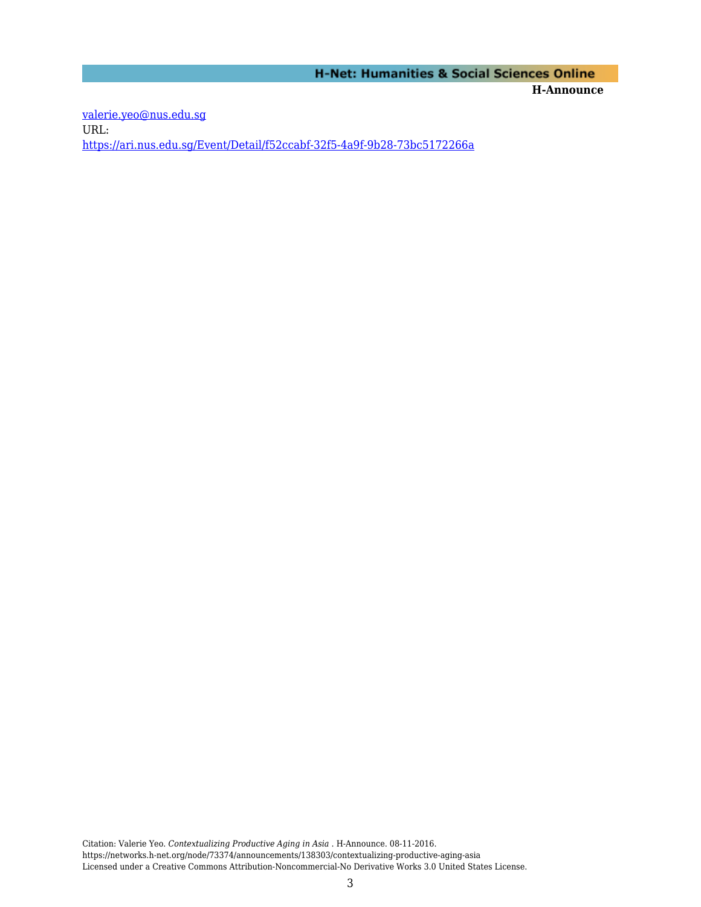valerie.yeo@nus.edu.sg
URL:
https://ari.nus.edu.sg/Event/Detail/f52ccabf-32f5-4a9f-9b28-73bc5172266a